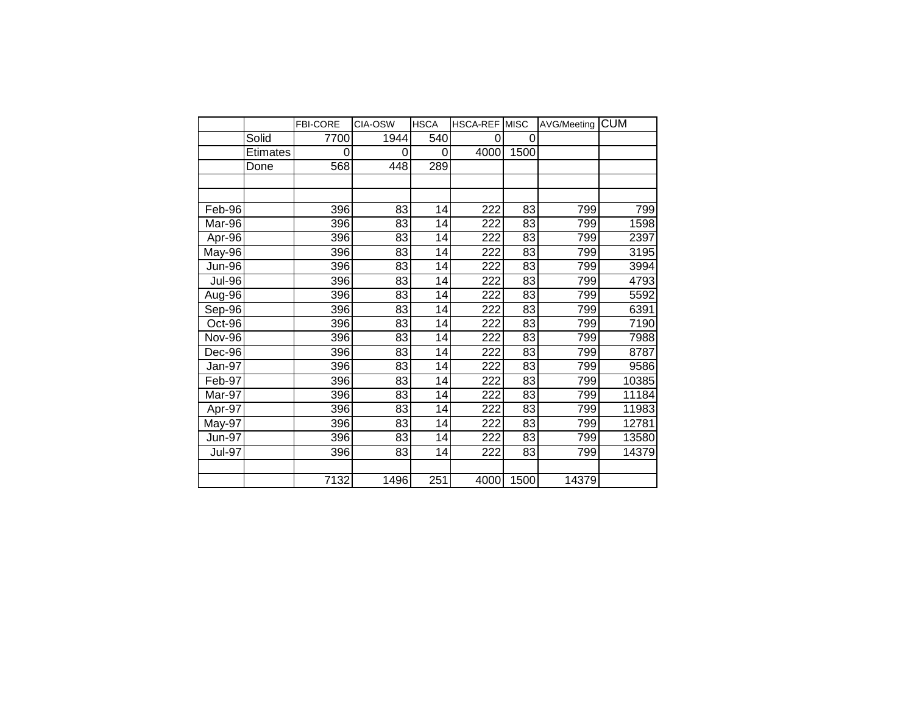| | | FBI-CORE | CIA-OSW | HSCA | HSCA-REF | MISC | AVG/Meeting | CUM |
|---|---|---|---|---|---|---|---|---|
| | Solid | 7700 | 1944 | 540 | 0 | 0 | | |
| | Etimates | 0 | 0 | 0 | 4000 | 1500 | | |
| | Done | 568 | 448 | 289 | | | | |
| | | | | | | | | |
| | | | | | | | | |
| Feb-96 | | 396 | 83 | 14 | 222 | 83 | 799 | 799 |
| Mar-96 | | 396 | 83 | 14 | 222 | 83 | 799 | 1598 |
| Apr-96 | | 396 | 83 | 14 | 222 | 83 | 799 | 2397 |
| May-96 | | 396 | 83 | 14 | 222 | 83 | 799 | 3195 |
| Jun-96 | | 396 | 83 | 14 | 222 | 83 | 799 | 3994 |
| Jul-96 | | 396 | 83 | 14 | 222 | 83 | 799 | 4793 |
| Aug-96 | | 396 | 83 | 14 | 222 | 83 | 799 | 5592 |
| Sep-96 | | 396 | 83 | 14 | 222 | 83 | 799 | 6391 |
| Oct-96 | | 396 | 83 | 14 | 222 | 83 | 799 | 7190 |
| Nov-96 | | 396 | 83 | 14 | 222 | 83 | 799 | 7988 |
| Dec-96 | | 396 | 83 | 14 | 222 | 83 | 799 | 8787 |
| Jan-97 | | 396 | 83 | 14 | 222 | 83 | 799 | 9586 |
| Feb-97 | | 396 | 83 | 14 | 222 | 83 | 799 | 10385 |
| Mar-97 | | 396 | 83 | 14 | 222 | 83 | 799 | 11184 |
| Apr-97 | | 396 | 83 | 14 | 222 | 83 | 799 | 11983 |
| May-97 | | 396 | 83 | 14 | 222 | 83 | 799 | 12781 |
| Jun-97 | | 396 | 83 | 14 | 222 | 83 | 799 | 13580 |
| Jul-97 | | 396 | 83 | 14 | 222 | 83 | 799 | 14379 |
| | | | | | | | | |
| | | 7132 | 1496 | 251 | 4000 | 1500 | 14379 | |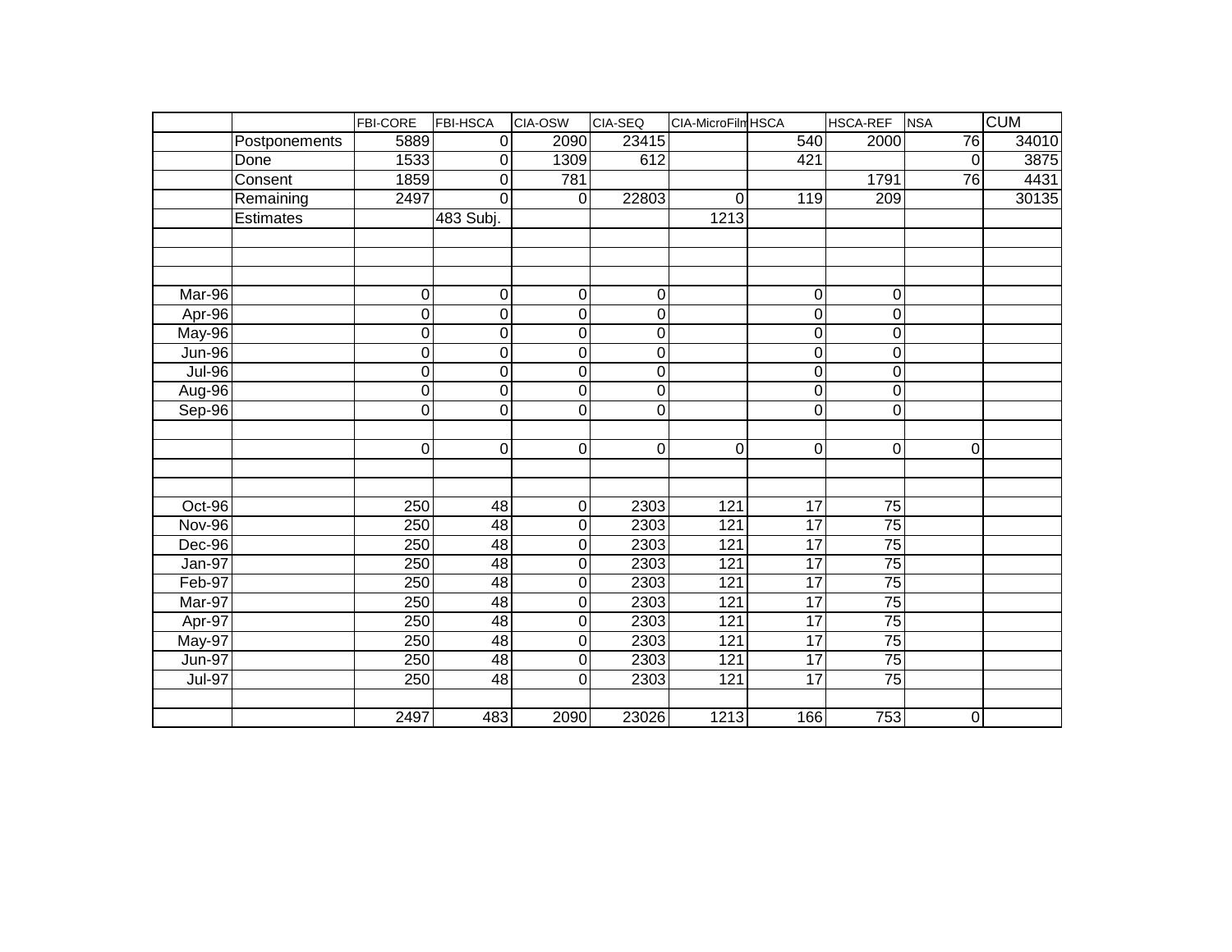| | | FBI-CORE | FBI-HSCA | CIA-OSW | CIA-SEQ | CIA-MicroFiln | HSCA | HSCA-REF | NSA | CUM |
|---|---|---|---|---|---|---|---|---|---|---|
| | Postponements | 5889 | 0 | 2090 | 23415 | | 540 | 2000 | 76 | 34010 |
| | Done | 1533 | 0 | 1309 | 612 | | 421 | | 0 | 3875 |
| | Consent | 1859 | 0 | 781 | | | | 1791 | 76 | 4431 |
| | Remaining | 2497 | 0 | 0 | 22803 | 0 | 119 | 209 | | 30135 |
| | Estimates | | 483 Subj. | | | 1213 | | | | |
| | | | | | | | | | | |
| | | | | | | | | | | |
| | | | | | | | | | | |
| Mar-96 | | 0 | 0 | 0 | 0 | | 0 | 0 | | |
| Apr-96 | | 0 | 0 | 0 | 0 | | 0 | 0 | | |
| May-96 | | 0 | 0 | 0 | 0 | | 0 | 0 | | |
| Jun-96 | | 0 | 0 | 0 | 0 | | 0 | 0 | | |
| Jul-96 | | 0 | 0 | 0 | 0 | | 0 | 0 | | |
| Aug-96 | | 0 | 0 | 0 | 0 | | 0 | 0 | | |
| Sep-96 | | 0 | 0 | 0 | 0 | | 0 | 0 | | |
| | | | | | | | | | | |
| | | 0 | 0 | 0 | 0 | 0 | 0 | 0 | 0 | |
| | | | | | | | | | | |
| | | | | | | | | | | |
| Oct-96 | | 250 | 48 | 0 | 2303 | 121 | 17 | 75 | | |
| Nov-96 | | 250 | 48 | 0 | 2303 | 121 | 17 | 75 | | |
| Dec-96 | | 250 | 48 | 0 | 2303 | 121 | 17 | 75 | | |
| Jan-97 | | 250 | 48 | 0 | 2303 | 121 | 17 | 75 | | |
| Feb-97 | | 250 | 48 | 0 | 2303 | 121 | 17 | 75 | | |
| Mar-97 | | 250 | 48 | 0 | 2303 | 121 | 17 | 75 | | |
| Apr-97 | | 250 | 48 | 0 | 2303 | 121 | 17 | 75 | | |
| May-97 | | 250 | 48 | 0 | 2303 | 121 | 17 | 75 | | |
| Jun-97 | | 250 | 48 | 0 | 2303 | 121 | 17 | 75 | | |
| Jul-97 | | 250 | 48 | 0 | 2303 | 121 | 17 | 75 | | |
| | | | | | | | | | | |
| | | 2497 | 483 | 2090 | 23026 | 1213 | 166 | 753 | 0 | |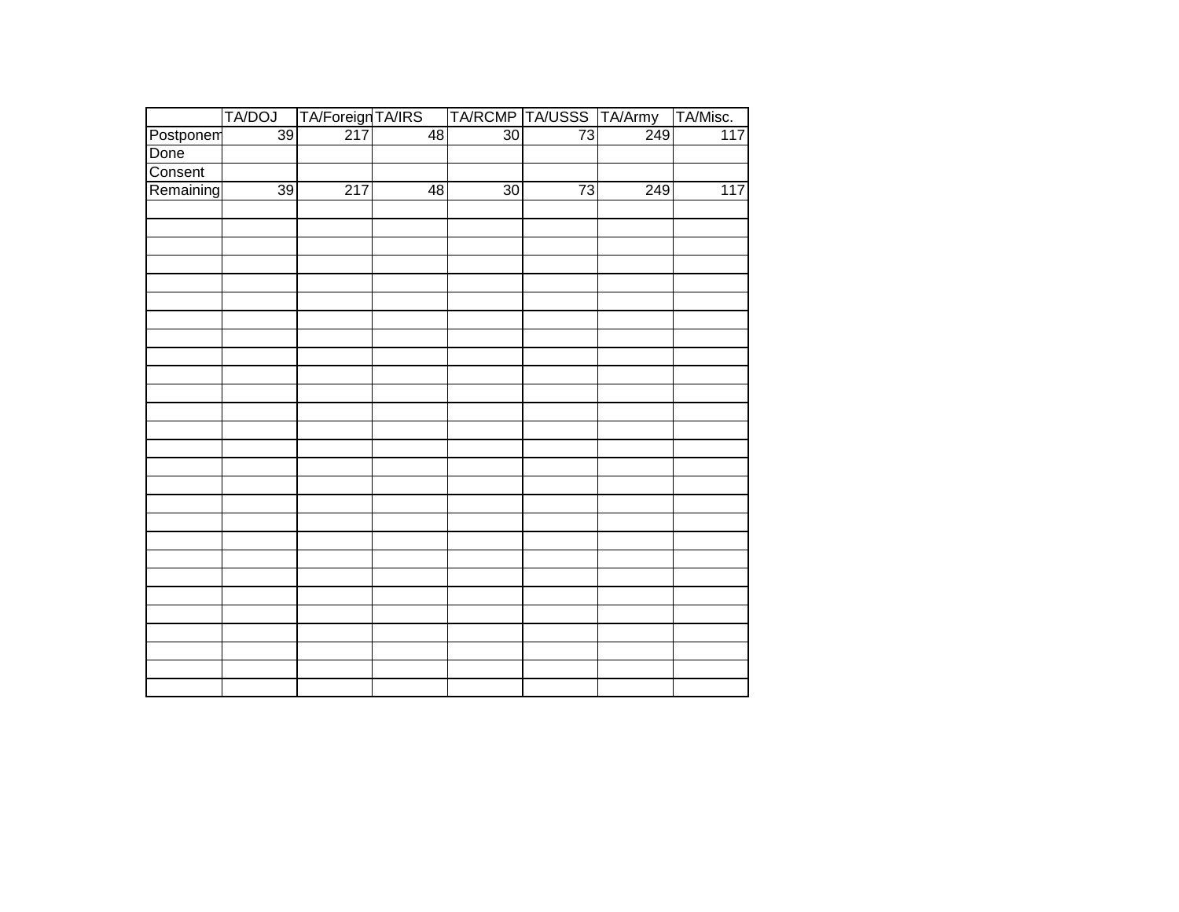| | TA/DOJ | TA/Foreign | TA/IRS | TA/RCMP | TA/USSS | TA/Army | TA/Misc. |
|---|---|---|---|---|---|---|---|
| Postponem | 39 | 217 | 48 | 30 | 73 | 249 | 117 |
| Done | | | | | | | |
| Consent | | | | | | | |
| Remaining | 39 | 217 | 48 | 30 | 73 | 249 | 117 |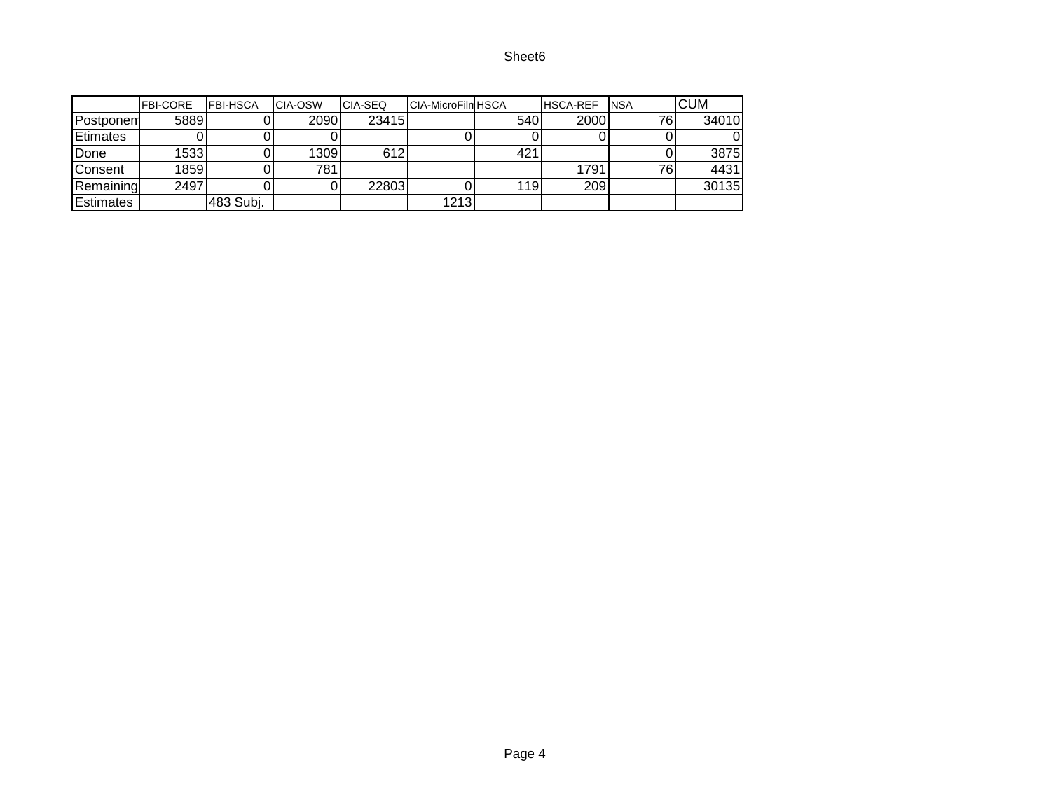| | FBI-CORE | FBI-HSCA | CIA-OSW | CIA-SEQ | CIA-MicroFilm | HSCA | HSCA-REF | NSA | CUM |
|---|---|---|---|---|---|---|---|---|---|
| Postponem | 5889 | 0 | 2090 | 23415 | | 540 | 2000 | 76 | 34010 |
| Etimates | 0 | 0 | 0 | | 0 | 0 | 0 | 0 | 0 |
| Done | 1533 | 0 | 1309 | 612 | | 421 | | 0 | 3875 |
| Consent | 1859 | 0 | 781 | | | | 1791 | 76 | 4431 |
| Remaining | 2497 | 0 | 0 | 22803 | 0 | 119 | 209 | | 30135 |
| Estimates | | 483 Subj. | | | 1213 | | | | |